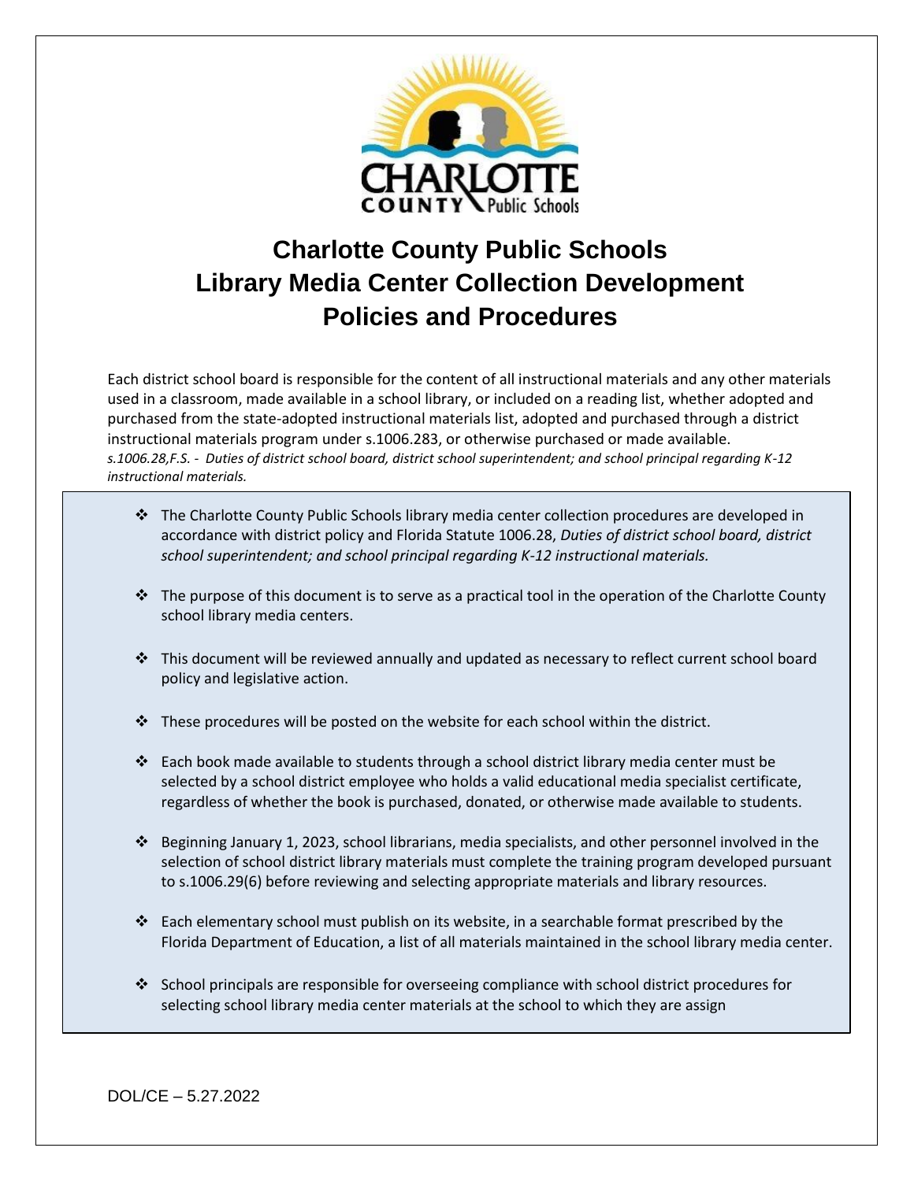# Charlotte County Public Schools
# Library Media Center Collection Development Policies and Procedures

Each district school board is responsible for the content of all instructional materials and any other materials used in a classroom, made available in a school library, or included on a reading list, whether adopted and purchased from the state-adopted instructional materials list, adopted and purchased through a district instructional materials program under s.1006.283, or otherwise purchased or made available.
*s.1006.28,F.S. - Duties of district school board, district school superintendent; and school principal regarding K-12 instructional materials.*

- The Charlotte County Public Schools library media center collection procedures are developed in accordance with district policy and Florida Statute 1006.28, *Duties of district school board, district school superintendent; and school principal regarding K-12 instructional materials.*
- The purpose of this document is to serve as a practical tool in the operation of the Charlotte County school library media centers.
- This document will be reviewed annually and updated as necessary to reflect current school board policy and legislative action.
- These procedures will be posted on the website for each school within the district.
- Each book made available to students through a school district library media center must be selected by a school district employee who holds a valid educational media specialist certificate, regardless of whether the book is purchased, donated, or otherwise made available to students.
- Beginning January 1, 2023, school librarians, media specialists, and other personnel involved in the selection of school district library materials must complete the training program developed pursuant to s.1006.29(6) before reviewing and selecting appropriate materials and library resources.
- Each elementary school must publish on its website, in a searchable format prescribed by the Florida Department of Education, a list of all materials maintained in the school library media center.
- School principals are responsible for overseeing compliance with school district procedures for selecting school library media center materials at the school to which they are assign

DOL/CE – 5.27.2022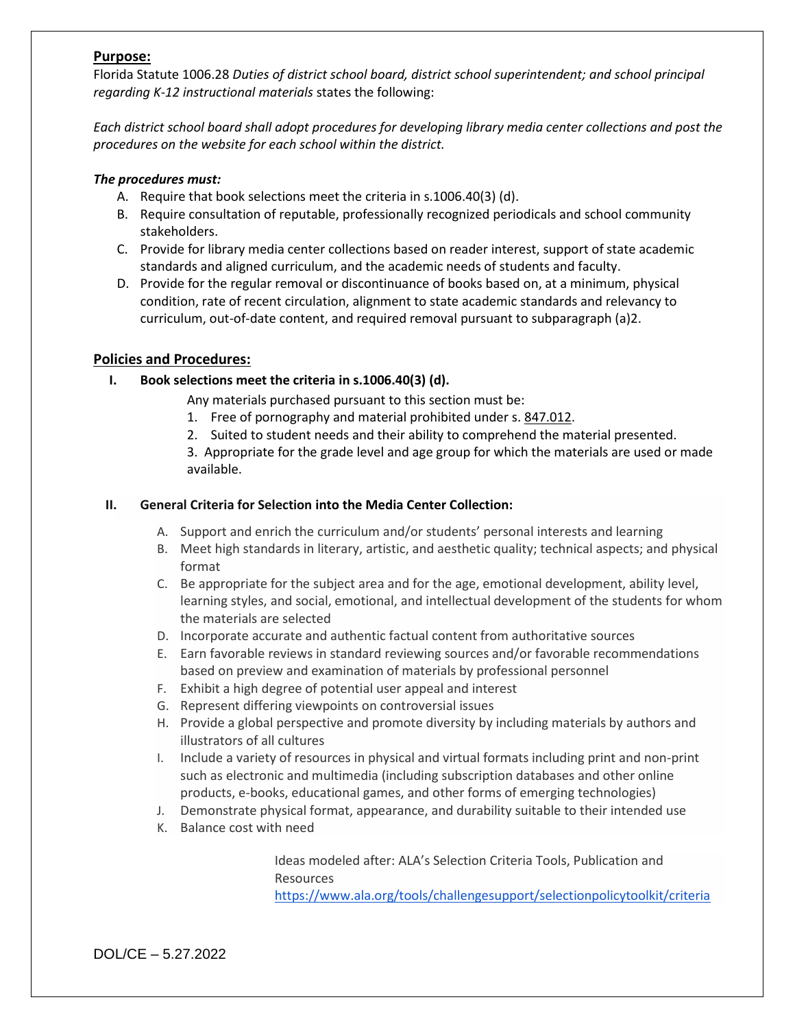## Purpose:

Florida Statute 1006.28 *Duties of district school board, district school superintendent; and school principal regarding K-12 instructional materials* states the following:

*Each district school board shall adopt procedures for developing library media center collections and post the procedures on the website for each school within the district.*

***The procedures must:***

A. Require that book selections meet the criteria in s.1006.40(3) (d).
B. Require consultation of reputable, professionally recognized periodicals and school community stakeholders.
C. Provide for library media center collections based on reader interest, support of state academic standards and aligned curriculum, and the academic needs of students and faculty.
D. Provide for the regular removal or discontinuance of books based on, at a minimum, physical condition, rate of recent circulation, alignment to state academic standards and relevancy to curriculum, out-of-date content, and required removal pursuant to subparagraph (a)2.

## Policies and Procedures:

**I. Book selections meet the criteria in s.1006.40(3) (d).**

Any materials purchased pursuant to this section must be:

1. Free of pornography and material prohibited under s. 847.012.
2. Suited to student needs and their ability to comprehend the material presented.
3. Appropriate for the grade level and age group for which the materials are used or made available.

**II. General Criteria for Selection into the Media Center Collection:**

A. Support and enrich the curriculum and/or students' personal interests and learning
B. Meet high standards in literary, artistic, and aesthetic quality; technical aspects; and physical format
C. Be appropriate for the subject area and for the age, emotional development, ability level, learning styles, and social, emotional, and intellectual development of the students for whom the materials are selected
D. Incorporate accurate and authentic factual content from authoritative sources
E. Earn favorable reviews in standard reviewing sources and/or favorable recommendations based on preview and examination of materials by professional personnel
F. Exhibit a high degree of potential user appeal and interest
G. Represent differing viewpoints on controversial issues
H. Provide a global perspective and promote diversity by including materials by authors and illustrators of all cultures
I. Include a variety of resources in physical and virtual formats including print and non-print such as electronic and multimedia (including subscription databases and other online products, e-books, educational games, and other forms of emerging technologies)
J. Demonstrate physical format, appearance, and durability suitable to their intended use
K. Balance cost with need

Ideas modeled after: ALA's Selection Criteria Tools, Publication and Resources
https://www.ala.org/tools/challengesupport/selectionpolicytoolkit/criteria

DOL/CE – 5.27.2022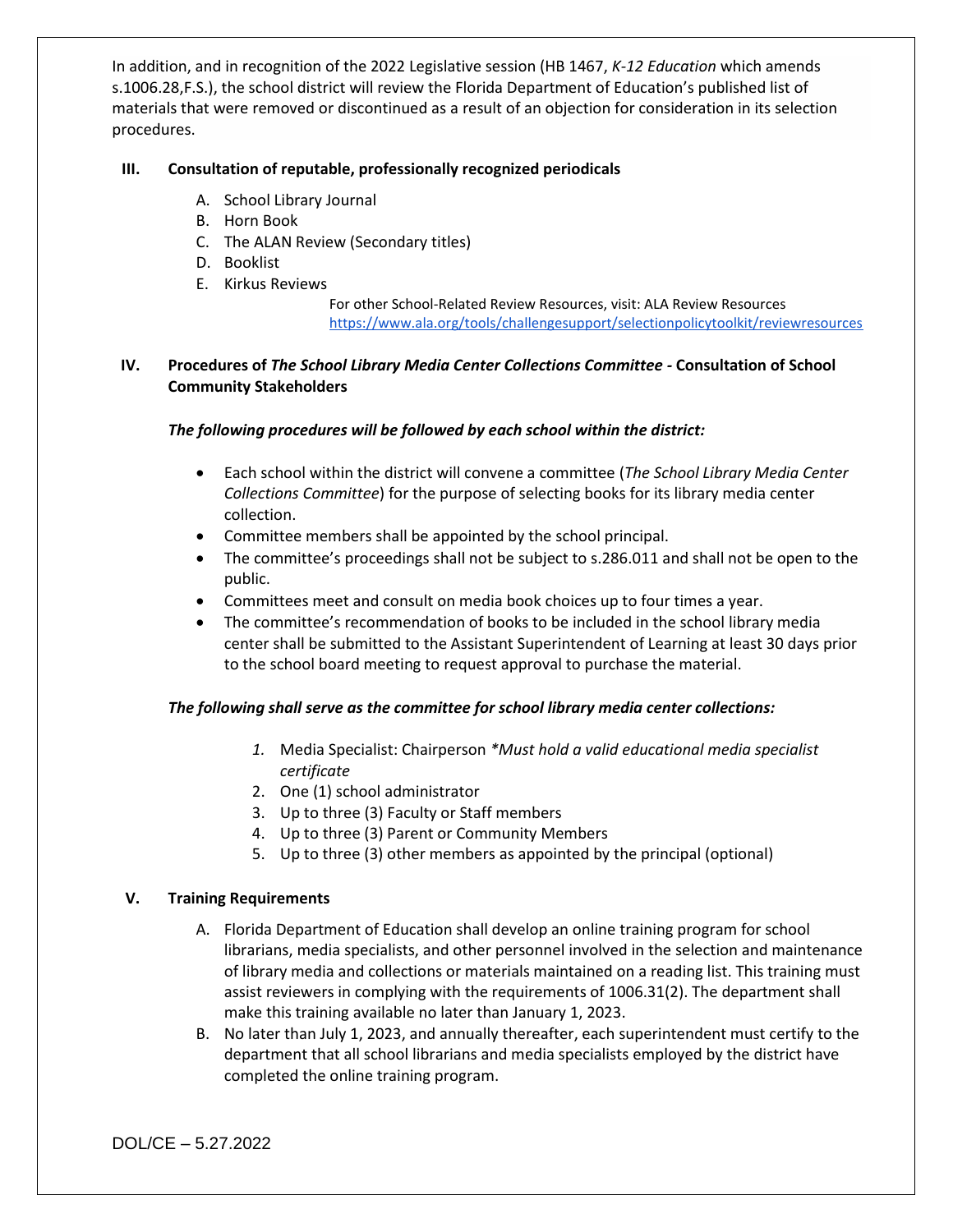In addition, and in recognition of the 2022 Legislative session (HB 1467, *K-12 Education* which amends s.1006.28,F.S.), the school district will review the Florida Department of Education's published list of materials that were removed or discontinued as a result of an objection for consideration in its selection procedures.

## III. Consultation of reputable, professionally recognized periodicals

A. School Library Journal
B. Horn Book
C. The ALAN Review (Secondary titles)
D. Booklist
E. Kirkus Reviews

For other School-Related Review Resources, visit: ALA Review Resources
https://www.ala.org/tools/challengesupport/selectionpolicytoolkit/reviewresources

## IV. Procedures of *The School Library Media Center Collections Committee* - Consultation of School Community Stakeholders

***The following procedures will be followed by each school within the district:***

- Each school within the district will convene a committee (*The School Library Media Center Collections Committee*) for the purpose of selecting books for its library media center collection.
- Committee members shall be appointed by the school principal.
- The committee's proceedings shall not be subject to s.286.011 and shall not be open to the public.
- Committees meet and consult on media book choices up to four times a year.
- The committee's recommendation of books to be included in the school library media center shall be submitted to the Assistant Superintendent of Learning at least 30 days prior to the school board meeting to request approval to purchase the material.

***The following shall serve as the committee for school library media center collections:***

1. Media Specialist: Chairperson *\*Must hold a valid educational media specialist certificate*
2. One (1) school administrator
3. Up to three (3) Faculty or Staff members
4. Up to three (3) Parent or Community Members
5. Up to three (3) other members as appointed by the principal (optional)

## V. Training Requirements

A. Florida Department of Education shall develop an online training program for school librarians, media specialists, and other personnel involved in the selection and maintenance of library media and collections or materials maintained on a reading list. This training must assist reviewers in complying with the requirements of 1006.31(2). The department shall make this training available no later than January 1, 2023.

B. No later than July 1, 2023, and annually thereafter, each superintendent must certify to the department that all school librarians and media specialists employed by the district have completed the online training program.

DOL/CE – 5.27.2022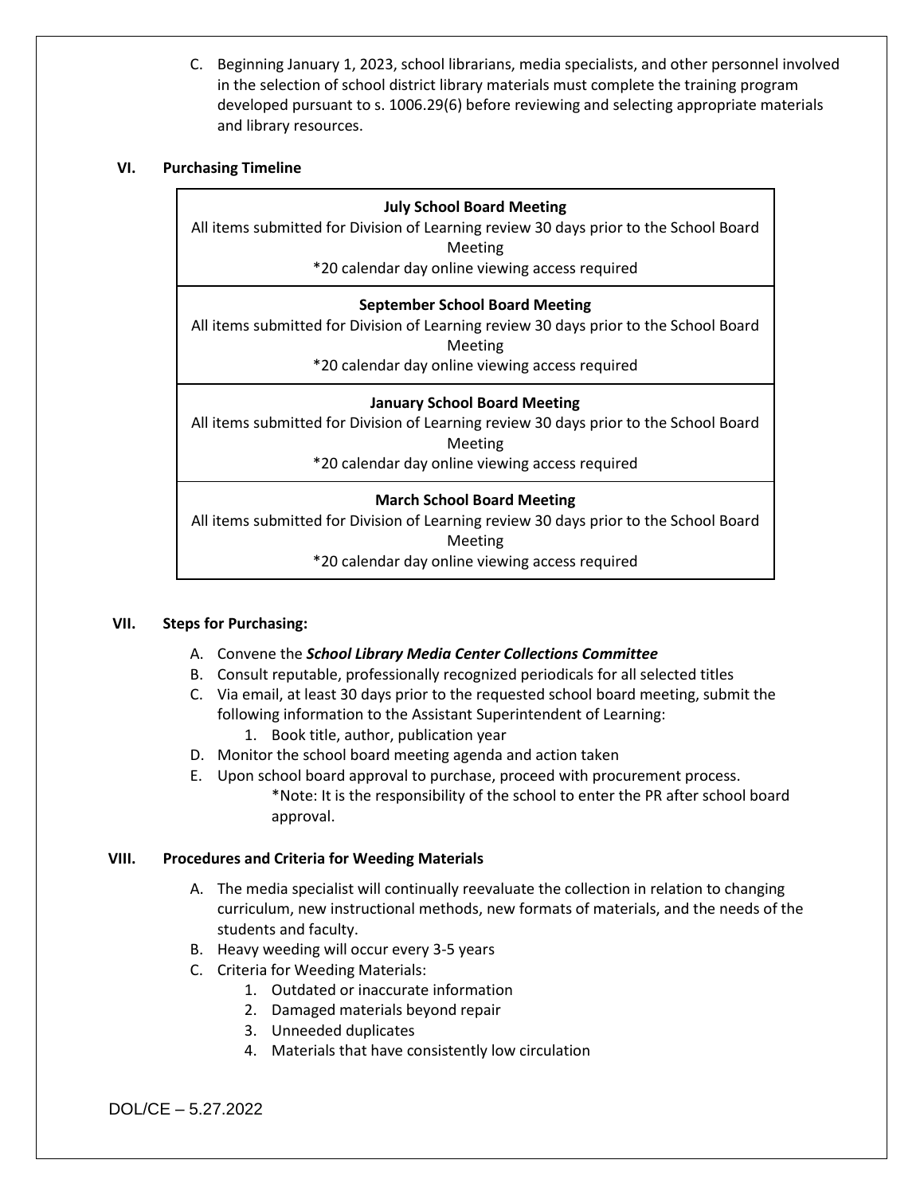C. Beginning January 1, 2023, school librarians, media specialists, and other personnel involved in the selection of school district library materials must complete the training program developed pursuant to s. 1006.29(6) before reviewing and selecting appropriate materials and library resources.

## VI. Purchasing Timeline

| **July School Board Meeting**<br>All items submitted for Division of Learning review 30 days prior to the School Board Meeting<br>*20 calendar day online viewing access required |
|---|
| **September School Board Meeting**<br>All items submitted for Division of Learning review 30 days prior to the School Board Meeting<br>*20 calendar day online viewing access required |
| **January School Board Meeting**<br>All items submitted for Division of Learning review 30 days prior to the School Board Meeting<br>*20 calendar day online viewing access required |
| **March School Board Meeting**<br>All items submitted for Division of Learning review 30 days prior to the School Board Meeting<br>*20 calendar day online viewing access required |

## VII. Steps for Purchasing:

A. Convene the ***School Library Media Center Collections Committee***
B. Consult reputable, professionally recognized periodicals for all selected titles
C. Via email, at least 30 days prior to the requested school board meeting, submit the following information to the Assistant Superintendent of Learning:
   1. Book title, author, publication year
D. Monitor the school board meeting agenda and action taken
E. Upon school board approval to purchase, proceed with procurement process.
   *Note: It is the responsibility of the school to enter the PR after school board approval.

## VIII. Procedures and Criteria for Weeding Materials

A. The media specialist will continually reevaluate the collection in relation to changing curriculum, new instructional methods, new formats of materials, and the needs of the students and faculty.
B. Heavy weeding will occur every 3-5 years
C. Criteria for Weeding Materials:
   1. Outdated or inaccurate information
   2. Damaged materials beyond repair
   3. Unneeded duplicates
   4. Materials that have consistently low circulation

DOL/CE – 5.27.2022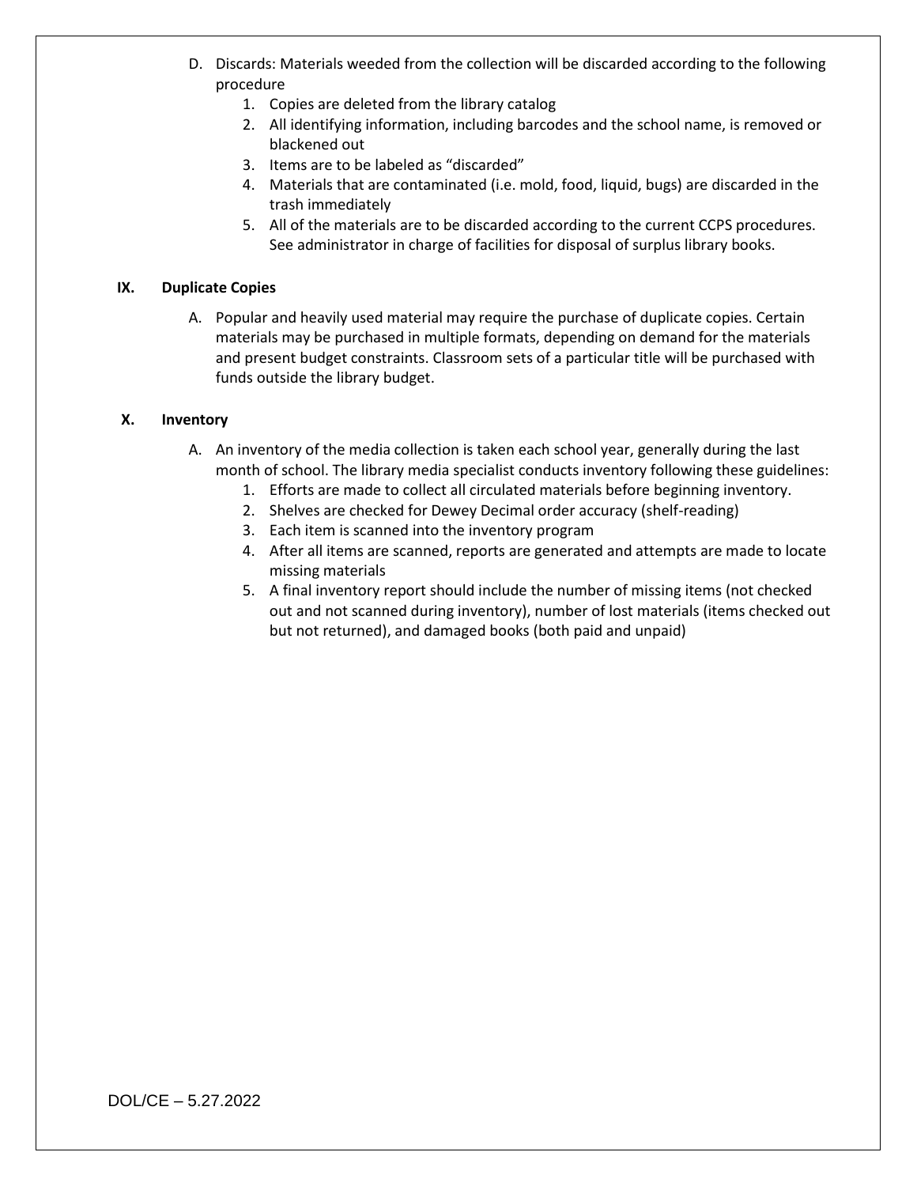D. Discards: Materials weeded from the collection will be discarded according to the following procedure
   1. Copies are deleted from the library catalog
   2. All identifying information, including barcodes and the school name, is removed or blackened out
   3. Items are to be labeled as "discarded"
   4. Materials that are contaminated (i.e. mold, food, liquid, bugs) are discarded in the trash immediately
   5. All of the materials are to be discarded according to the current CCPS procedures. See administrator in charge of facilities for disposal of surplus library books.

## IX. Duplicate Copies

A. Popular and heavily used material may require the purchase of duplicate copies. Certain materials may be purchased in multiple formats, depending on demand for the materials and present budget constraints. Classroom sets of a particular title will be purchased with funds outside the library budget.

## X. Inventory

A. An inventory of the media collection is taken each school year, generally during the last month of school. The library media specialist conducts inventory following these guidelines:
   1. Efforts are made to collect all circulated materials before beginning inventory.
   2. Shelves are checked for Dewey Decimal order accuracy (shelf-reading)
   3. Each item is scanned into the inventory program
   4. After all items are scanned, reports are generated and attempts are made to locate missing materials
   5. A final inventory report should include the number of missing items (not checked out and not scanned during inventory), number of lost materials (items checked out but not returned), and damaged books (both paid and unpaid)

DOL/CE – 5.27.2022